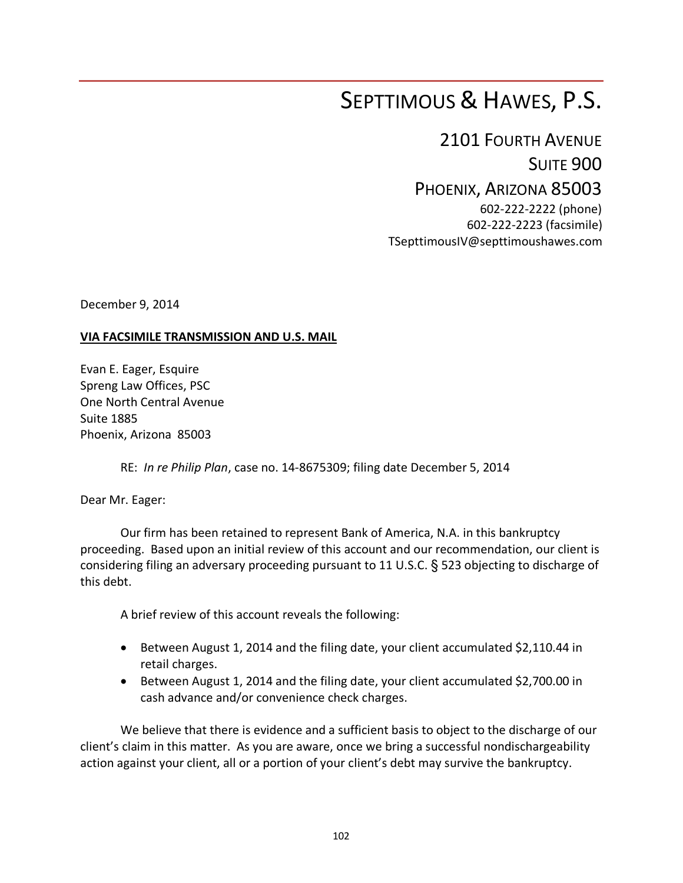# SEPTTIMOUS & HAWES, P.S.

2101 FOURTH AVENUE
SUITE 900
PHOENIX, ARIZONA 85003
602-222-2222 (phone)
602-222-2223 (facsimile)
TSepttimousIV@septtimoushawes.com

December 9, 2014

**VIA FACSIMILE TRANSMISSION AND U.S. MAIL**

Evan E. Eager, Esquire
Spreng Law Offices, PSC
One North Central Avenue
Suite 1885
Phoenix, Arizona 85003

RE: *In re Philip Plan*, case no. 14-8675309; filing date December 5, 2014

Dear Mr. Eager:

Our firm has been retained to represent Bank of America, N.A. in this bankruptcy proceeding. Based upon an initial review of this account and our recommendation, our client is considering filing an adversary proceeding pursuant to 11 U.S.C. § 523 objecting to discharge of this debt.

A brief review of this account reveals the following:

- Between August 1, 2014 and the filing date, your client accumulated $2,110.44 in retail charges.
- Between August 1, 2014 and the filing date, your client accumulated $2,700.00 in cash advance and/or convenience check charges.

We believe that there is evidence and a sufficient basis to object to the discharge of our client's claim in this matter. As you are aware, once we bring a successful nondischargeability action against your client, all or a portion of your client's debt may survive the bankruptcy.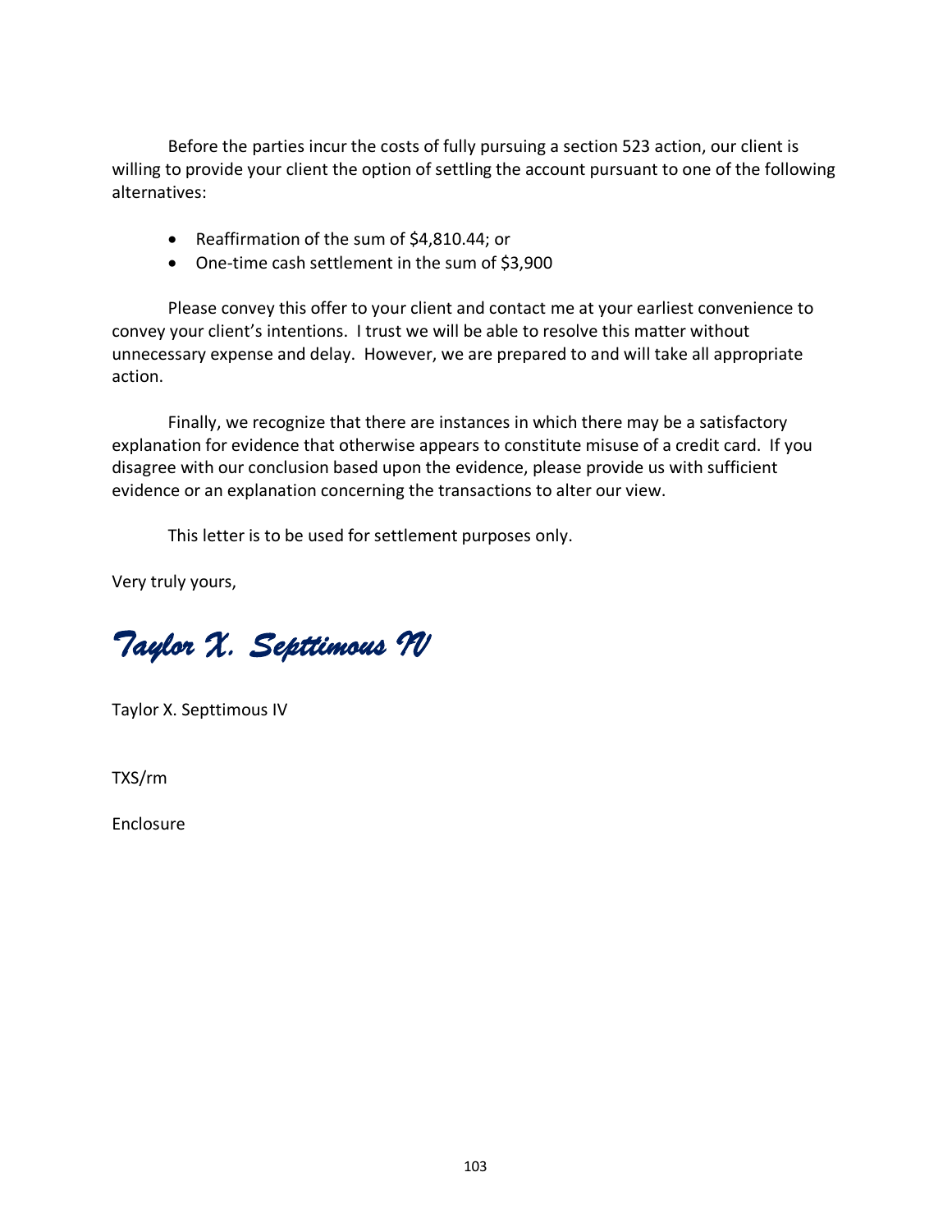Before the parties incur the costs of fully pursuing a section 523 action, our client is willing to provide your client the option of settling the account pursuant to one of the following alternatives:

- Reaffirmation of the sum of $4,810.44; or
- One-time cash settlement in the sum of $3,900

Please convey this offer to your client and contact me at your earliest convenience to convey your client's intentions. I trust we will be able to resolve this matter without unnecessary expense and delay. However, we are prepared to and will take all appropriate action.

Finally, we recognize that there are instances in which there may be a satisfactory explanation for evidence that otherwise appears to constitute misuse of a credit card. If you disagree with our conclusion based upon the evidence, please provide us with sufficient evidence or an explanation concerning the transactions to alter our view.

This letter is to be used for settlement purposes only.

Very truly yours,

*Taylor X. Septtimous IV*

Taylor X. Septtimous IV

TXS/rm

Enclosure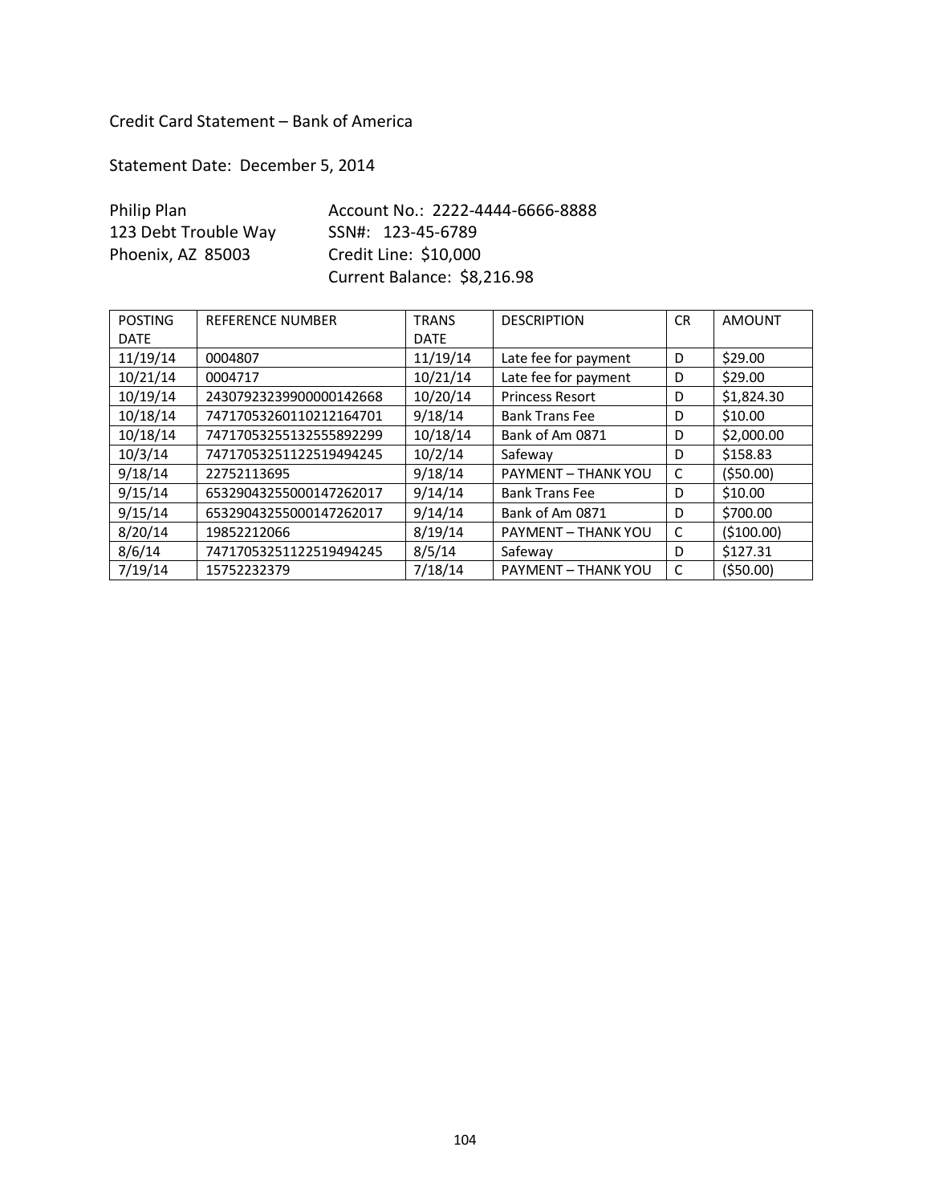Credit Card Statement – Bank of America

Statement Date: December 5, 2014

Philip Plan
123 Debt Trouble Way
Phoenix, AZ 85003

Account No.: 2222-4444-6666-8888
SSN#: 123-45-6789
Credit Line: $10,000
Current Balance: $8,216.98

| POSTING DATE | REFERENCE NUMBER | TRANS DATE | DESCRIPTION | CR | AMOUNT |
|---|---|---|---|---|---|
| 11/19/14 | 0004807 | 11/19/14 | Late fee for payment | D | $29.00 |
| 10/21/14 | 0004717 | 10/21/14 | Late fee for payment | D | $29.00 |
| 10/19/14 | 24307923239900000142668 | 10/20/14 | Princess Resort | D | $1,824.30 |
| 10/18/14 | 74717053260110212164701 | 9/18/14 | Bank Trans Fee | D | $10.00 |
| 10/18/14 | 74717053255132555892299 | 10/18/14 | Bank of Am 0871 | D | $2,000.00 |
| 10/3/14 | 74717053251122519494245 | 10/2/14 | Safeway | D | $158.83 |
| 9/18/14 | 22752113695 | 9/18/14 | PAYMENT – THANK YOU | C | ($50.00) |
| 9/15/14 | 65329043255000147262017 | 9/14/14 | Bank Trans Fee | D | $10.00 |
| 9/15/14 | 65329043255000147262017 | 9/14/14 | Bank of Am 0871 | D | $700.00 |
| 8/20/14 | 19852212066 | 8/19/14 | PAYMENT – THANK YOU | C | ($100.00) |
| 8/6/14 | 74717053251122519494245 | 8/5/14 | Safeway | D | $127.31 |
| 7/19/14 | 15752232379 | 7/18/14 | PAYMENT – THANK YOU | C | ($50.00) |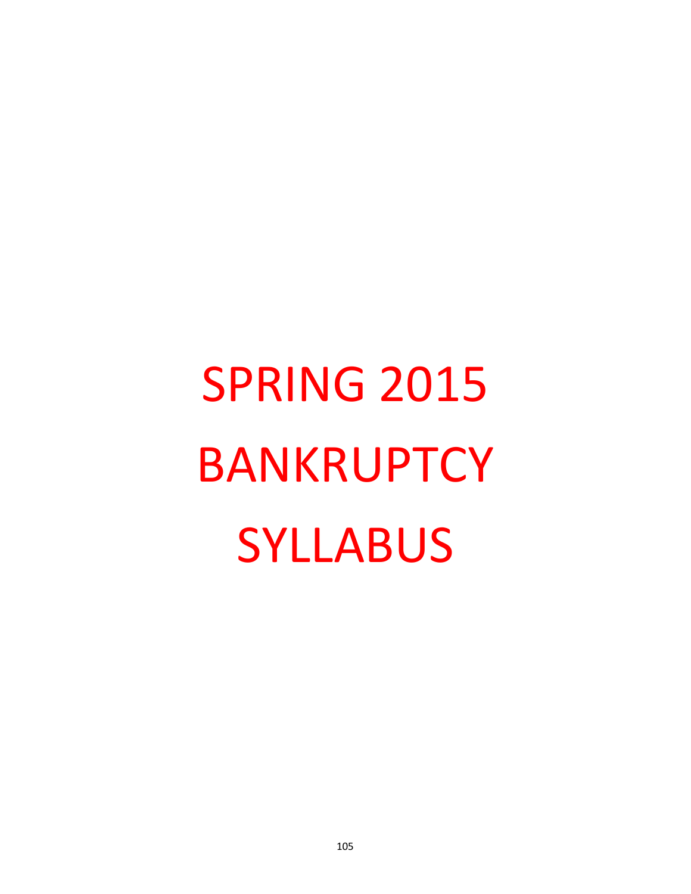# SPRING 2015 BANKRUPTCY SYLLABUS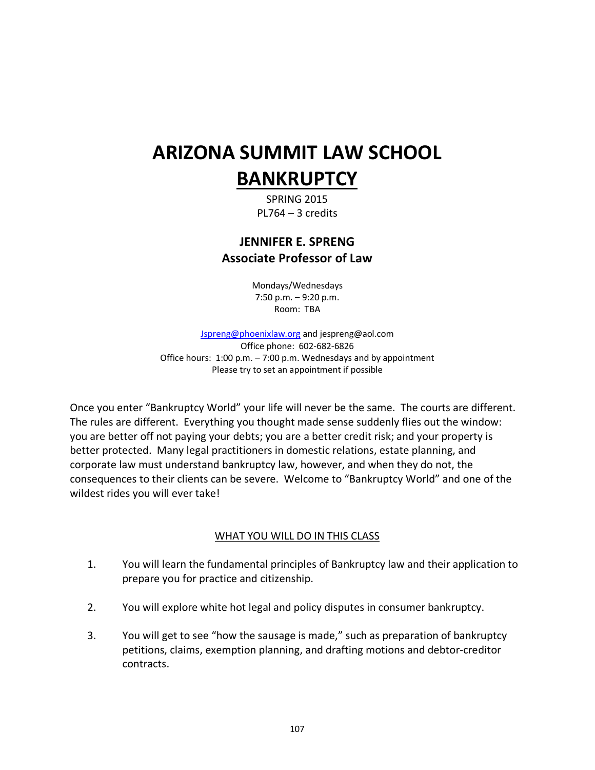# ARIZONA SUMMIT LAW SCHOOL

# BANKRUPTCY

SPRING 2015
PL764 – 3 credits

## JENNIFER E. SPRENG
**Associate Professor of Law**

Mondays/Wednesdays
7:50 p.m. – 9:20 p.m.
Room: TBA

Jspreng@phoenixlaw.org and jespreng@aol.com
Office phone: 602-682-6826
Office hours: 1:00 p.m. – 7:00 p.m. Wednesdays and by appointment
Please try to set an appointment if possible

Once you enter "Bankruptcy World" your life will never be the same. The courts are different. The rules are different. Everything you thought made sense suddenly flies out the window: you are better off not paying your debts; you are a better credit risk; and your property is better protected. Many legal practitioners in domestic relations, estate planning, and corporate law must understand bankruptcy law, however, and when they do not, the consequences to their clients can be severe. Welcome to "Bankruptcy World" and one of the wildest rides you will ever take!

WHAT YOU WILL DO IN THIS CLASS

1. You will learn the fundamental principles of Bankruptcy law and their application to prepare you for practice and citizenship.

2. You will explore white hot legal and policy disputes in consumer bankruptcy.

3. You will get to see "how the sausage is made," such as preparation of bankruptcy petitions, claims, exemption planning, and drafting motions and debtor-creditor contracts.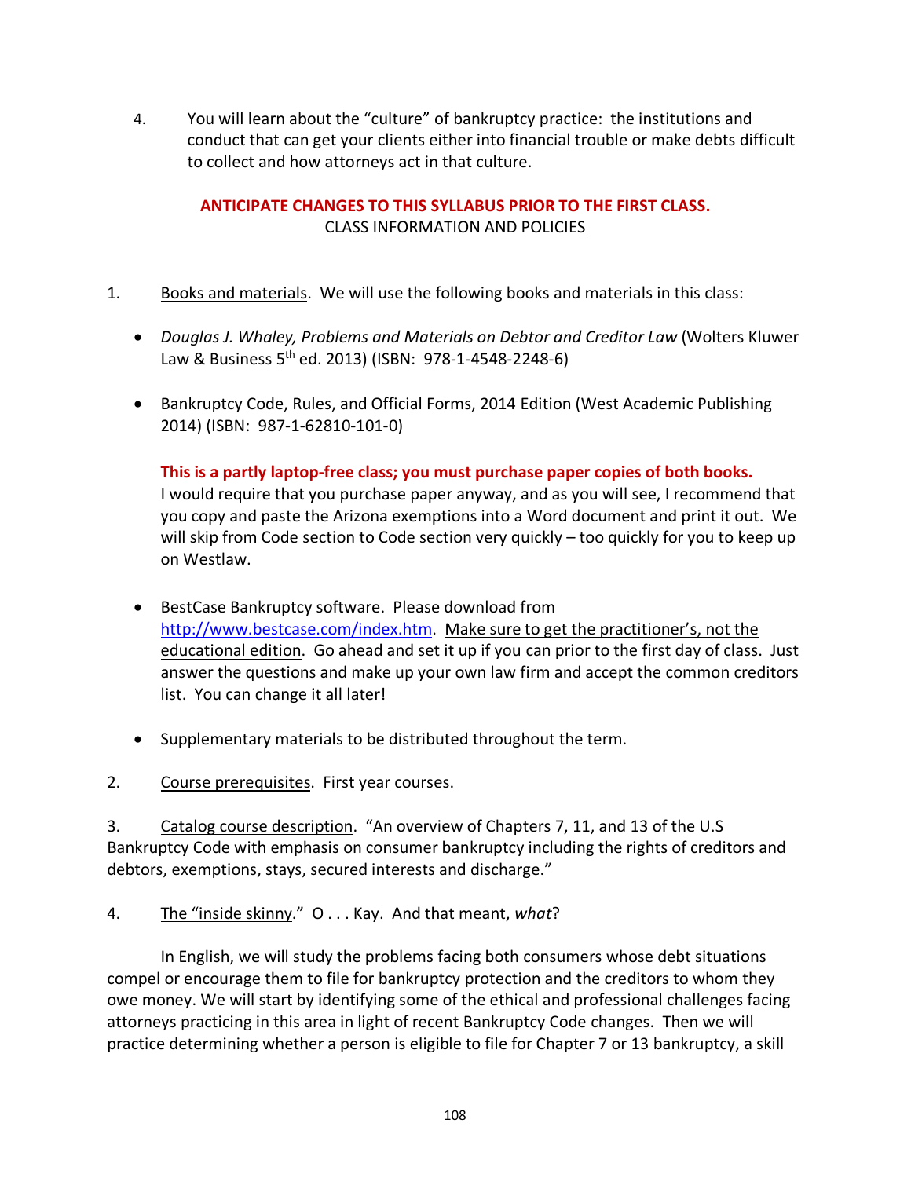4. You will learn about the "culture" of bankruptcy practice: the institutions and conduct that can get your clients either into financial trouble or make debts difficult to collect and how attorneys act in that culture.

**ANTICIPATE CHANGES TO THIS SYLLABUS PRIOR TO THE FIRST CLASS.**

## CLASS INFORMATION AND POLICIES

1. Books and materials. We will use the following books and materials in this class:

   - *Douglas J. Whaley, Problems and Materials on Debtor and Creditor Law* (Wolters Kluwer Law & Business 5th ed. 2013) (ISBN: 978-1-4548-2248-6)

   - Bankruptcy Code, Rules, and Official Forms, 2014 Edition (West Academic Publishing 2014) (ISBN: 987-1-62810-101-0)

     **This is a partly laptop-free class; you must purchase paper copies of both books.** I would require that you purchase paper anyway, and as you will see, I recommend that you copy and paste the Arizona exemptions into a Word document and print it out. We will skip from Code section to Code section very quickly – too quickly for you to keep up on Westlaw.

   - BestCase Bankruptcy software. Please download from [http://www.bestcase.com/index.htm](http://www.bestcase.com/index.htm). Make sure to get the practitioner's, not the educational edition. Go ahead and set it up if you can prior to the first day of class. Just answer the questions and make up your own law firm and accept the common creditors list. You can change it all later!

   - Supplementary materials to be distributed throughout the term.

2. Course prerequisites. First year courses.

3. Catalog course description. "An overview of Chapters 7, 11, and 13 of the U.S Bankruptcy Code with emphasis on consumer bankruptcy including the rights of creditors and debtors, exemptions, stays, secured interests and discharge."

4. The "inside skinny." O . . . Kay. And that meant, *what*?

   In English, we will study the problems facing both consumers whose debt situations compel or encourage them to file for bankruptcy protection and the creditors to whom they owe money. We will start by identifying some of the ethical and professional challenges facing attorneys practicing in this area in light of recent Bankruptcy Code changes. Then we will practice determining whether a person is eligible to file for Chapter 7 or 13 bankruptcy, a skill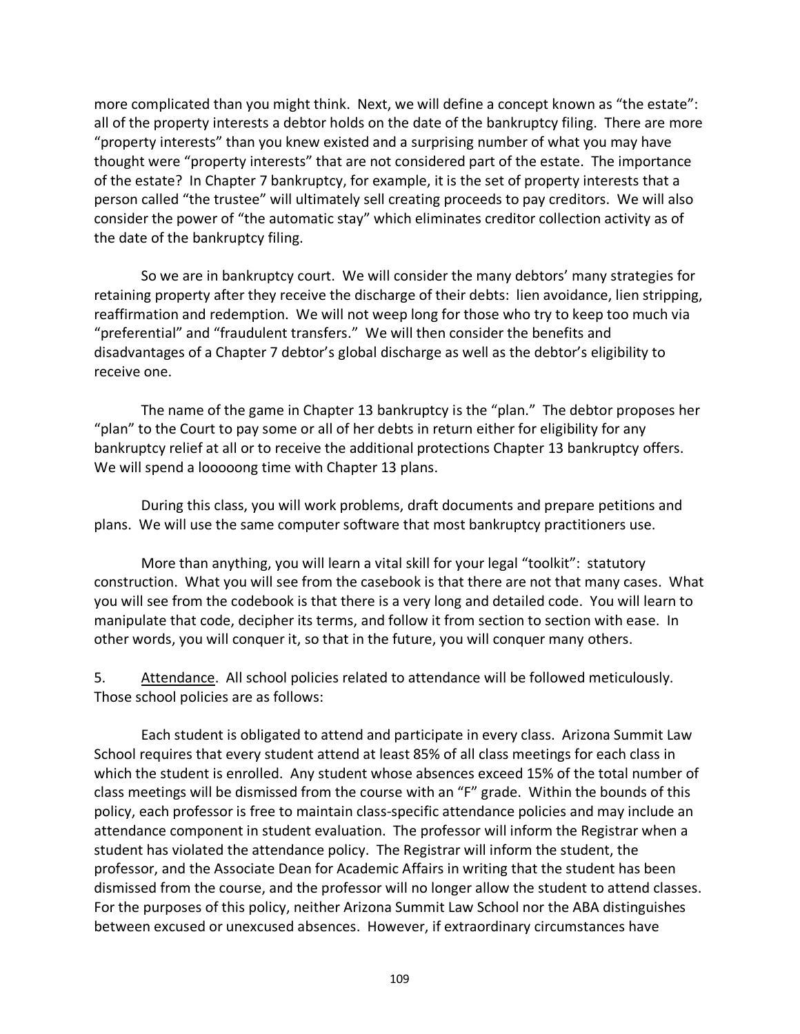more complicated than you might think. Next, we will define a concept known as "the estate": all of the property interests a debtor holds on the date of the bankruptcy filing. There are more "property interests" than you knew existed and a surprising number of what you may have thought were "property interests" that are not considered part of the estate. The importance of the estate? In Chapter 7 bankruptcy, for example, it is the set of property interests that a person called "the trustee" will ultimately sell creating proceeds to pay creditors. We will also consider the power of "the automatic stay" which eliminates creditor collection activity as of the date of the bankruptcy filing.

So we are in bankruptcy court. We will consider the many debtors' many strategies for retaining property after they receive the discharge of their debts: lien avoidance, lien stripping, reaffirmation and redemption. We will not weep long for those who try to keep too much via "preferential" and "fraudulent transfers." We will then consider the benefits and disadvantages of a Chapter 7 debtor's global discharge as well as the debtor's eligibility to receive one.

The name of the game in Chapter 13 bankruptcy is the "plan." The debtor proposes her "plan" to the Court to pay some or all of her debts in return either for eligibility for any bankruptcy relief at all or to receive the additional protections Chapter 13 bankruptcy offers. We will spend a looooong time with Chapter 13 plans.

During this class, you will work problems, draft documents and prepare petitions and plans. We will use the same computer software that most bankruptcy practitioners use.

More than anything, you will learn a vital skill for your legal "toolkit": statutory construction. What you will see from the casebook is that there are not that many cases. What you will see from the codebook is that there is a very long and detailed code. You will learn to manipulate that code, decipher its terms, and follow it from section to section with ease. In other words, you will conquer it, so that in the future, you will conquer many others.

5. Attendance. All school policies related to attendance will be followed meticulously. Those school policies are as follows:

Each student is obligated to attend and participate in every class. Arizona Summit Law School requires that every student attend at least 85% of all class meetings for each class in which the student is enrolled. Any student whose absences exceed 15% of the total number of class meetings will be dismissed from the course with an "F" grade. Within the bounds of this policy, each professor is free to maintain class-specific attendance policies and may include an attendance component in student evaluation. The professor will inform the Registrar when a student has violated the attendance policy. The Registrar will inform the student, the professor, and the Associate Dean for Academic Affairs in writing that the student has been dismissed from the course, and the professor will no longer allow the student to attend classes. For the purposes of this policy, neither Arizona Summit Law School nor the ABA distinguishes between excused or unexcused absences. However, if extraordinary circumstances have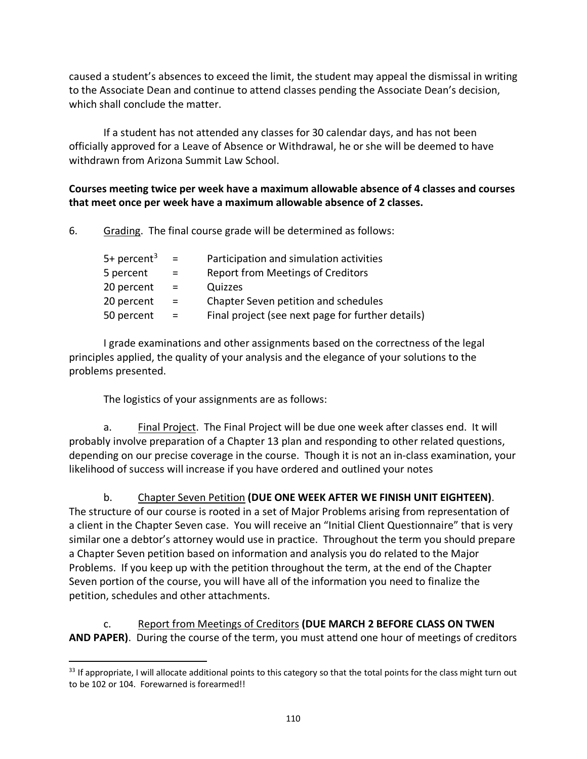caused a student's absences to exceed the limit, the student may appeal the dismissal in writing to the Associate Dean and continue to attend classes pending the Associate Dean's decision, which shall conclude the matter.

If a student has not attended any classes for 30 calendar days, and has not been officially approved for a Leave of Absence or Withdrawal, he or she will be deemed to have withdrawn from Arizona Summit Law School.

**Courses meeting twice per week have a maximum allowable absence of 4 classes and courses that meet once per week have a maximum allowable absence of 2 classes.**

6. Grading. The final course grade will be determined as follows:

| | | |
|---|---|---|
| 5+ percent[3] | = | Participation and simulation activities |
| 5 percent | = | Report from Meetings of Creditors |
| 20 percent | = | Quizzes |
| 20 percent | = | Chapter Seven petition and schedules |
| 50 percent | = | Final project (see next page for further details) |

I grade examinations and other assignments based on the correctness of the legal principles applied, the quality of your analysis and the elegance of your solutions to the problems presented.

The logistics of your assignments are as follows:

a. Final Project. The Final Project will be due one week after classes end. It will probably involve preparation of a Chapter 13 plan and responding to other related questions, depending on our precise coverage in the course. Though it is not an in-class examination, your likelihood of success will increase if you have ordered and outlined your notes

b. Chapter Seven Petition **(DUE ONE WEEK AFTER WE FINISH UNIT EIGHTEEN)**. The structure of our course is rooted in a set of Major Problems arising from representation of a client in the Chapter Seven case. You will receive an "Initial Client Questionnaire" that is very similar one a debtor's attorney would use in practice. Throughout the term you should prepare a Chapter Seven petition based on information and analysis you do related to the Major Problems. If you keep up with the petition throughout the term, at the end of the Chapter Seven portion of the course, you will have all of the information you need to finalize the petition, schedules and other attachments.

c. Report from Meetings of Creditors **(DUE MARCH 2 BEFORE CLASS ON TWEN AND PAPER)**. During the course of the term, you must attend one hour of meetings of creditors

[33] If appropriate, I will allocate additional points to this category so that the total points for the class might turn out to be 102 or 104. Forewarned is forearmed!!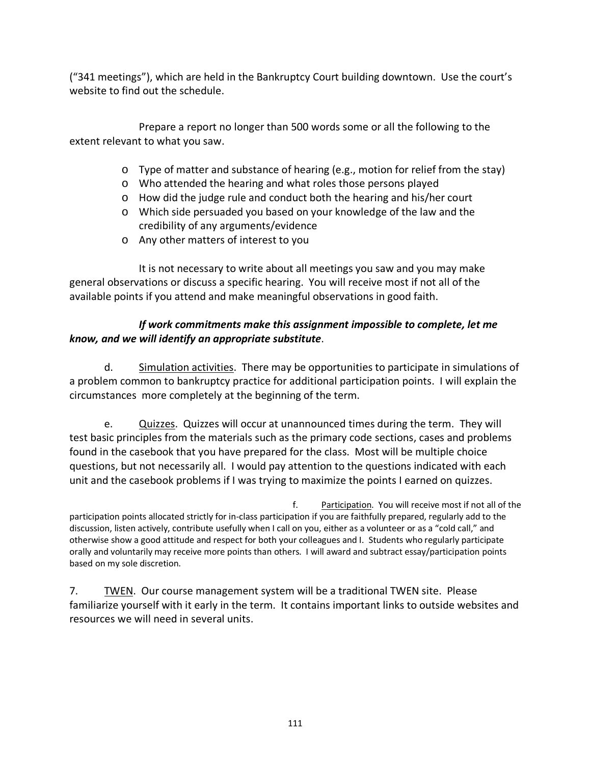("341 meetings"), which are held in the Bankruptcy Court building downtown. Use the court's website to find out the schedule.

Prepare a report no longer than 500 words some or all the following to the extent relevant to what you saw.

- Type of matter and substance of hearing (e.g., motion for relief from the stay)
- Who attended the hearing and what roles those persons played
- How did the judge rule and conduct both the hearing and his/her court
- Which side persuaded you based on your knowledge of the law and the credibility of any arguments/evidence
- Any other matters of interest to you

It is not necessary to write about all meetings you saw and you may make general observations or discuss a specific hearing. You will receive most if not all of the available points if you attend and make meaningful observations in good faith.

***If work commitments make this assignment impossible to complete, let me know, and we will identify an appropriate substitute*.**

d. Simulation activities. There may be opportunities to participate in simulations of a problem common to bankruptcy practice for additional participation points. I will explain the circumstances more completely at the beginning of the term.

e. Quizzes. Quizzes will occur at unannounced times during the term. They will test basic principles from the materials such as the primary code sections, cases and problems found in the casebook that you have prepared for the class. Most will be multiple choice questions, but not necessarily all. I would pay attention to the questions indicated with each unit and the casebook problems if I was trying to maximize the points I earned on quizzes.

f. Participation. You will receive most if not all of the participation points allocated strictly for in-class participation if you are faithfully prepared, regularly add to the discussion, listen actively, contribute usefully when I call on you, either as a volunteer or as a "cold call," and otherwise show a good attitude and respect for both your colleagues and I. Students who regularly participate orally and voluntarily may receive more points than others. I will award and subtract essay/participation points based on my sole discretion.

7. TWEN. Our course management system will be a traditional TWEN site. Please familiarize yourself with it early in the term. It contains important links to outside websites and resources we will need in several units.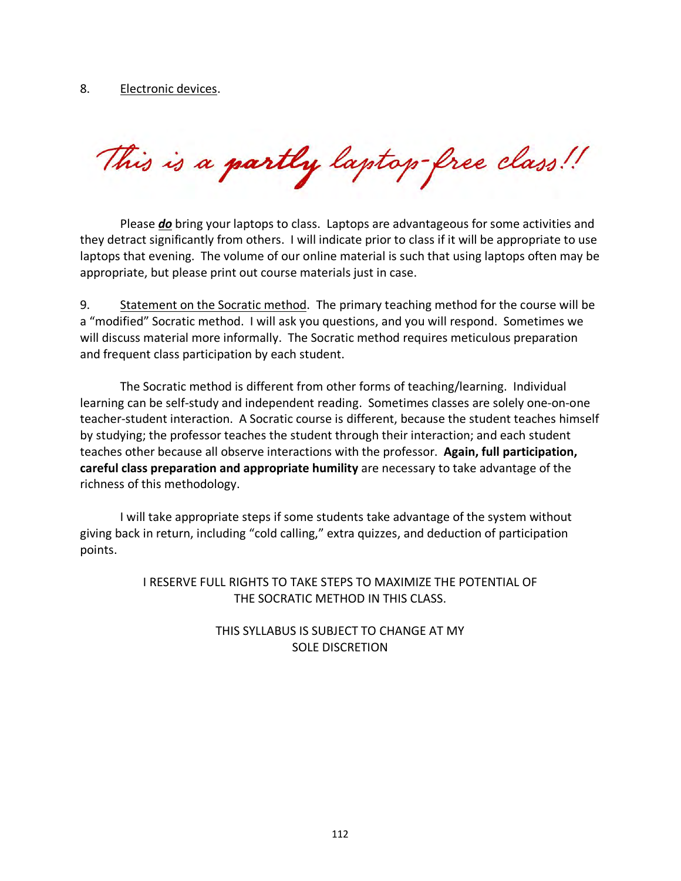8. Electronic devices.

*This is a **partly** laptop-free class!!*

Please ***do*** bring your laptops to class. Laptops are advantageous for some activities and they detract significantly from others. I will indicate prior to class if it will be appropriate to use laptops that evening. The volume of our online material is such that using laptops often may be appropriate, but please print out course materials just in case.

9. Statement on the Socratic method. The primary teaching method for the course will be a "modified" Socratic method. I will ask you questions, and you will respond. Sometimes we will discuss material more informally. The Socratic method requires meticulous preparation and frequent class participation by each student.

The Socratic method is different from other forms of teaching/learning. Individual learning can be self-study and independent reading. Sometimes classes are solely one-on-one teacher-student interaction. A Socratic course is different, because the student teaches himself by studying; the professor teaches the student through their interaction; and each student teaches other because all observe interactions with the professor. **Again, full participation, careful class preparation and appropriate humility** are necessary to take advantage of the richness of this methodology.

I will take appropriate steps if some students take advantage of the system without giving back in return, including "cold calling," extra quizzes, and deduction of participation points.

I RESERVE FULL RIGHTS TO TAKE STEPS TO MAXIMIZE THE POTENTIAL OF THE SOCRATIC METHOD IN THIS CLASS.

THIS SYLLABUS IS SUBJECT TO CHANGE AT MY SOLE DISCRETION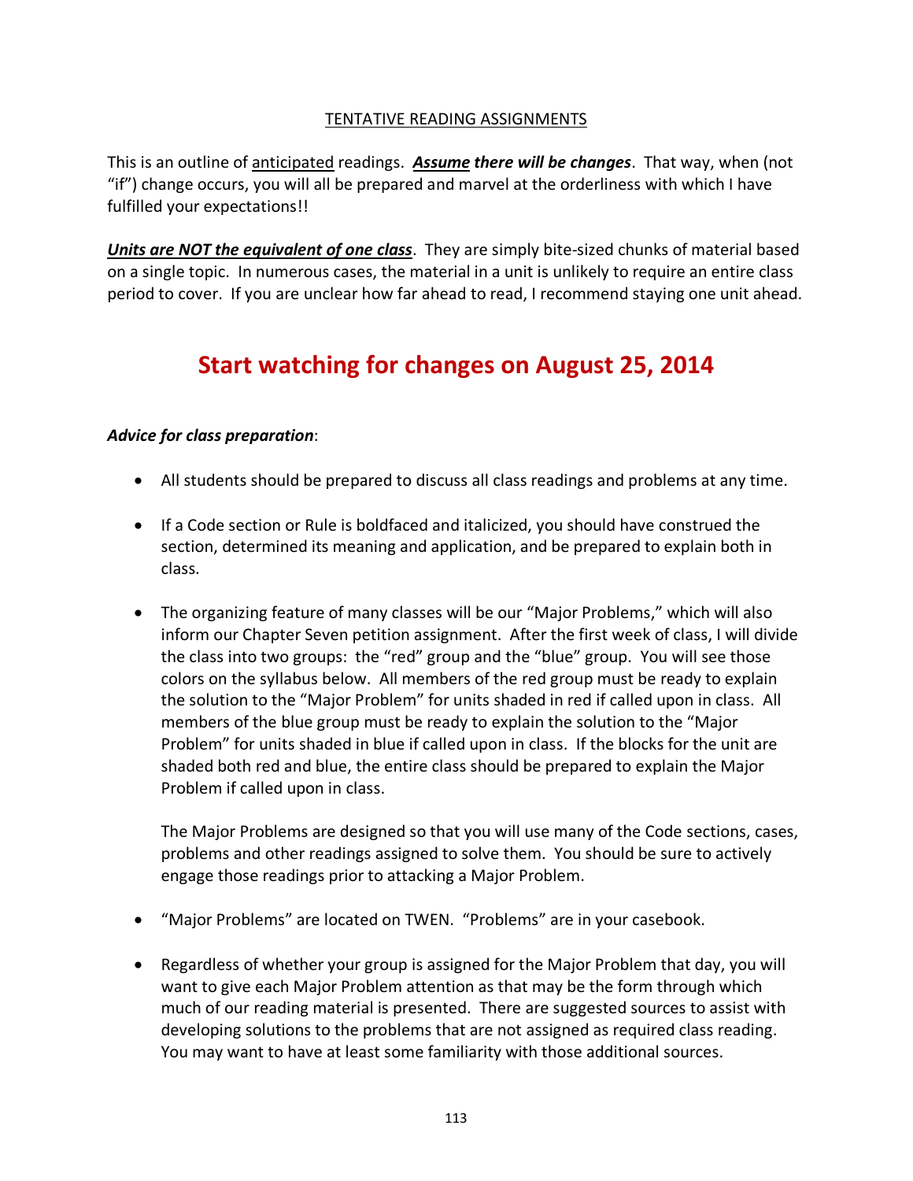## TENTATIVE READING ASSIGNMENTS

This is an outline of anticipated readings. ***Assume there will be changes***. That way, when (not "if") change occurs, you will all be prepared and marvel at the orderliness with which I have fulfilled your expectations!!

***Units are NOT the equivalent of one class***. They are simply bite-sized chunks of material based on a single topic. In numerous cases, the material in a unit is unlikely to require an entire class period to cover. If you are unclear how far ahead to read, I recommend staying one unit ahead.

# Start watching for changes on August 25, 2014

***Advice for class preparation***:

- All students should be prepared to discuss all class readings and problems at any time.

- If a Code section or Rule is boldfaced and italicized, you should have construed the section, determined its meaning and application, and be prepared to explain both in class.

- The organizing feature of many classes will be our "Major Problems," which will also inform our Chapter Seven petition assignment. After the first week of class, I will divide the class into two groups: the "red" group and the "blue" group. You will see those colors on the syllabus below. All members of the red group must be ready to explain the solution to the "Major Problem" for units shaded in red if called upon in class. All members of the blue group must be ready to explain the solution to the "Major Problem" for units shaded in blue if called upon in class. If the blocks for the unit are shaded both red and blue, the entire class should be prepared to explain the Major Problem if called upon in class.

  The Major Problems are designed so that you will use many of the Code sections, cases, problems and other readings assigned to solve them. You should be sure to actively engage those readings prior to attacking a Major Problem.

- "Major Problems" are located on TWEN. "Problems" are in your casebook.

- Regardless of whether your group is assigned for the Major Problem that day, you will want to give each Major Problem attention as that may be the form through which much of our reading material is presented. There are suggested sources to assist with developing solutions to the problems that are not assigned as required class reading. You may want to have at least some familiarity with those additional sources.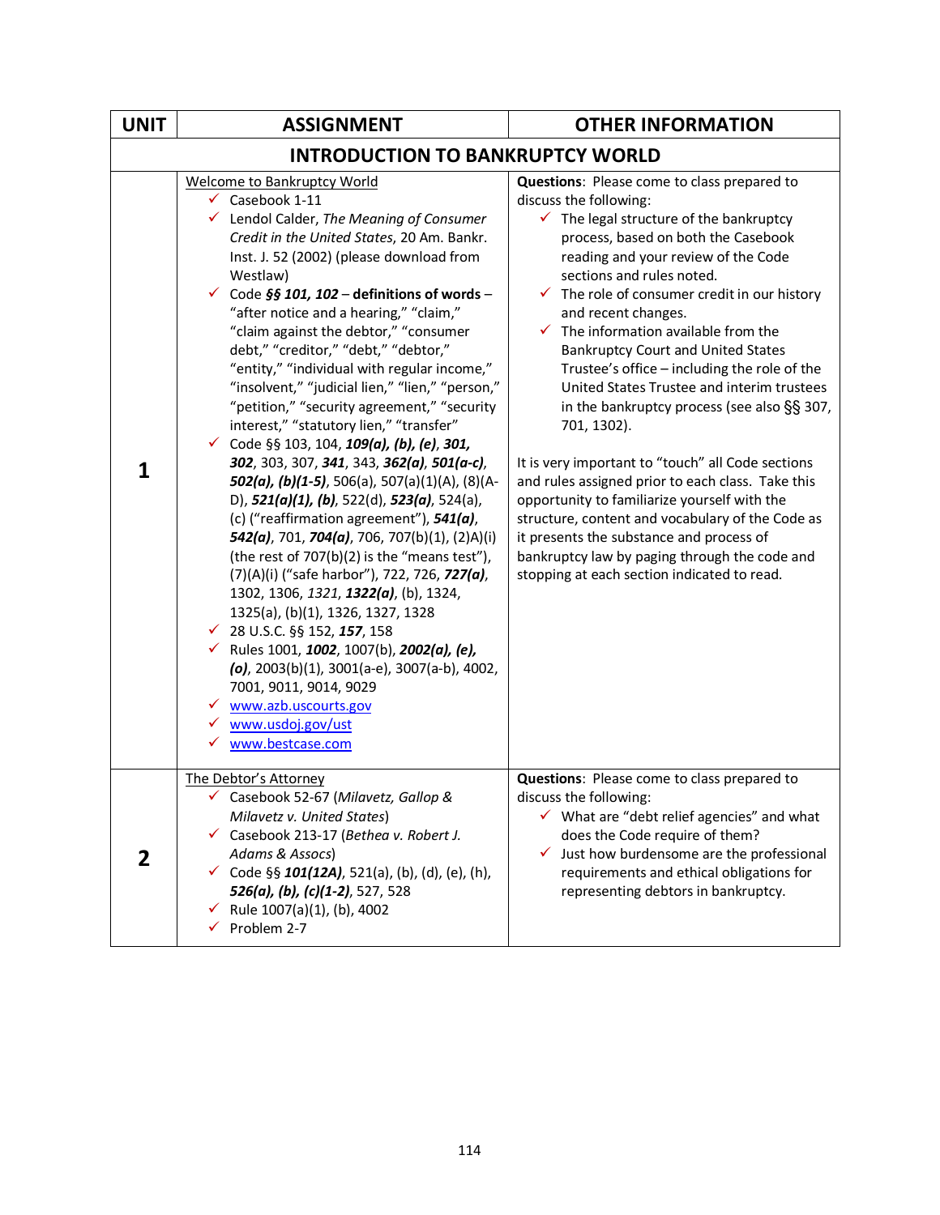| UNIT | ASSIGNMENT | OTHER INFORMATION |
|---|---|---|
| | **INTRODUCTION TO BANKRUPTCY WORLD** | |
| **1** | <u>Welcome to Bankruptcy World</u><br>✓ Casebook 1-11<br>✓ Lendol Calder, *The Meaning of Consumer Credit in the United States*, 20 Am. Bankr. Inst. J. 52 (2002) (please download from Westlaw)<br>✓ Code ***§§ 101, 102*** – **definitions of words** – "after notice and a hearing," "claim," "claim against the debtor," "consumer debt," "creditor," "debt," "debtor," "entity," "individual with regular income," "insolvent," "judicial lien," "lien," "person," "petition," "security agreement," "security interest," "statutory lien," "transfer"<br>✓ Code §§ 103, 104, ***109(a), (b), (e)***, ***301, 302***, 303, 307, ***341***, 343, ***362(a)***, ***501(a-c)***, ***502(a), (b)(1-5)***, 506(a), 507(a)(1)(A), (8)(A-D), ***521(a)(1), (b)***, 522(d), ***523(a)***, 524(a), (c) ("reaffirmation agreement"), ***541(a)***, ***542(a)***, 701, ***704(a)***, 706, 707(b)(1), (2)A)(i) (the rest of 707(b)(2) is the "means test"), (7)(A)(i) ("safe harbor"), 722, 726, ***727(a)***, 1302, 1306, *1321*, ***1322(a)***, (b), 1324, 1325(a), (b)(1), 1326, 1327, 1328<br>✓ 28 U.S.C. §§ 152, ***157***, 158<br>✓ Rules 1001, ***1002***, 1007(b), ***2002(a), (e), (o)***, 2003(b)(1), 3001(a-e), 3007(a-b), 4002, 7001, 9011, 9014, 9029<br>✓ www.azb.uscourts.gov<br>✓ www.usdoj.gov/ust<br>✓ www.bestcase.com | **Questions**: Please come to class prepared to discuss the following:<br>✓ The legal structure of the bankruptcy process, based on both the Casebook reading and your review of the Code sections and rules noted.<br>✓ The role of consumer credit in our history and recent changes.<br>✓ The information available from the Bankruptcy Court and United States Trustee's office – including the role of the United States Trustee and interim trustees in the bankruptcy process (see also §§ 307, 701, 1302).<br><br>It is very important to "touch" all Code sections and rules assigned prior to each class. Take this opportunity to familiarize yourself with the structure, content and vocabulary of the Code as it presents the substance and process of bankruptcy law by paging through the code and stopping at each section indicated to read. |
| **2** | <u>The Debtor's Attorney</u><br>✓ Casebook 52-67 (*Milavetz, Gallop & Milavetz v. United States*)<br>✓ Casebook 213-17 (*Bethea v. Robert J. Adams & Assocs*)<br>✓ Code §§ ***101(12A)***, 521(a), (b), (d), (e), (h), ***526(a), (b), (c)(1-2)***, 527, 528<br>✓ Rule 1007(a)(1), (b), 4002<br>✓ Problem 2-7 | **Questions**: Please come to class prepared to discuss the following:<br>✓ What are "debt relief agencies" and what does the Code require of them?<br>✓ Just how burdensome are the professional requirements and ethical obligations for representing debtors in bankruptcy. |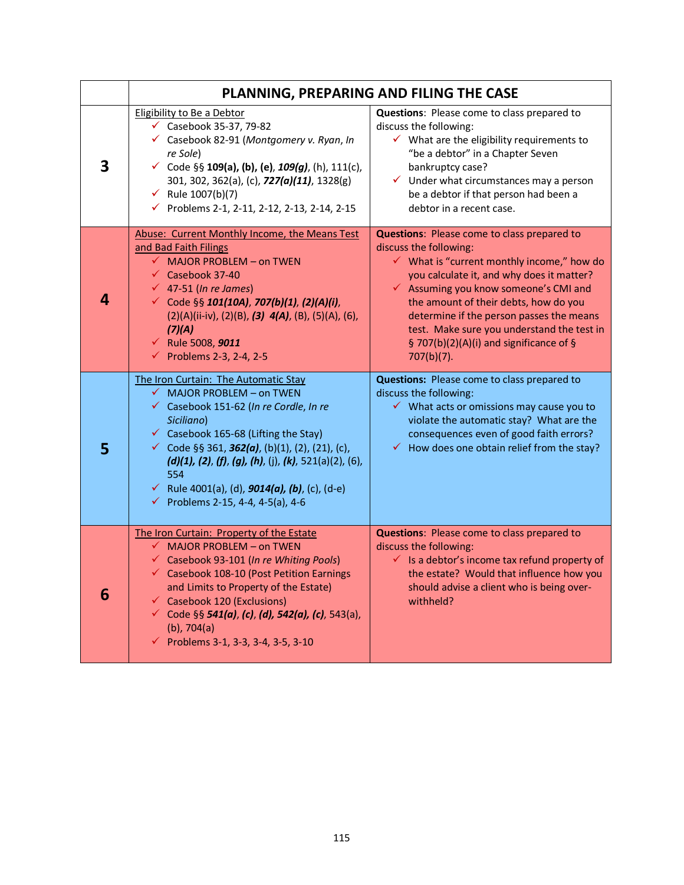| | PLANNING, PREPARING AND FILING THE CASE | |
|---|---|---|
| **3** | Eligibility to Be a Debtor<br>✓ Casebook 35-37, 79-82<br>✓ Casebook 82-91 (*Montgomery v. Ryan, In re Sole*)<br>✓ Code §§ **109(a), (b), (e)**, ***109(g)***, (h), 111(c), 301, 302, 362(a), (c), ***727(a)(11)***, 1328(g)<br>✓ Rule 1007(b)(7)<br>✓ Problems 2-1, 2-11, 2-12, 2-13, 2-14, 2-15 | **Questions**: Please come to class prepared to discuss the following:<br>✓ What are the eligibility requirements to "be a debtor" in a Chapter Seven bankruptcy case?<br>✓ Under what circumstances may a person be a debtor if that person had been a debtor in a recent case. |
| **4** | Abuse: Current Monthly Income, the Means Test and Bad Faith Filings<br>✓ MAJOR PROBLEM – on TWEN<br>✓ Casebook 37-40<br>✓ 47-51 (*In re James*)<br>✓ Code §§ ***101(10A)***, ***707(b)(1)***, ***(2)(A)(i)***, (2)(A)(ii-iv), (2)(B), ***(3)*** ***4(A)***, (B), (5)(A), (6), ***(7)(A)***<br>✓ Rule 5008, ***9011***<br>✓ Problems 2-3, 2-4, 2-5 | **Questions**: Please come to class prepared to discuss the following:<br>✓ What is "current monthly income," how do you calculate it, and why does it matter?<br>✓ Assuming you know someone's CMI and the amount of their debts, how do you determine if the person passes the means test. Make sure you understand the test in § 707(b)(2)(A)(i) and significance of § 707(b)(7). |
| **5** | The Iron Curtain: The Automatic Stay<br>✓ MAJOR PROBLEM – on TWEN<br>✓ Casebook 151-62 (*In re Cordle, In re Siciliano*)<br>✓ Casebook 165-68 (Lifting the Stay)<br>✓ Code §§ 361, ***362(a)***, (b)(1), (2), (21), (c), ***(d)(1), (2), (f), (g), (h)***, (j), ***(k)***, 521(a)(2), (6), 554<br>✓ Rule 4001(a), (d), ***9014(a), (b)***, (c), (d-e)<br>✓ Problems 2-15, 4-4, 4-5(a), 4-6 | **Questions:** Please come to class prepared to discuss the following:<br>✓ What acts or omissions may cause you to violate the automatic stay? What are the consequences even of good faith errors?<br>✓ How does one obtain relief from the stay? |
| **6** | The Iron Curtain: Property of the Estate<br>✓ MAJOR PROBLEM – on TWEN<br>✓ Casebook 93-101 (*In re Whiting Pools*)<br>✓ Casebook 108-10 (Post Petition Earnings and Limits to Property of the Estate)<br>✓ Casebook 120 (Exclusions)<br>✓ Code §§ ***541(a), (c), (d), 542(a), (c)***, 543(a), (b), 704(a)<br>✓ Problems 3-1, 3-3, 3-4, 3-5, 3-10 | **Questions**: Please come to class prepared to discuss the following:<br>✓ Is a debtor's income tax refund property of the estate? Would that influence how you should advise a client who is being over-withheld? |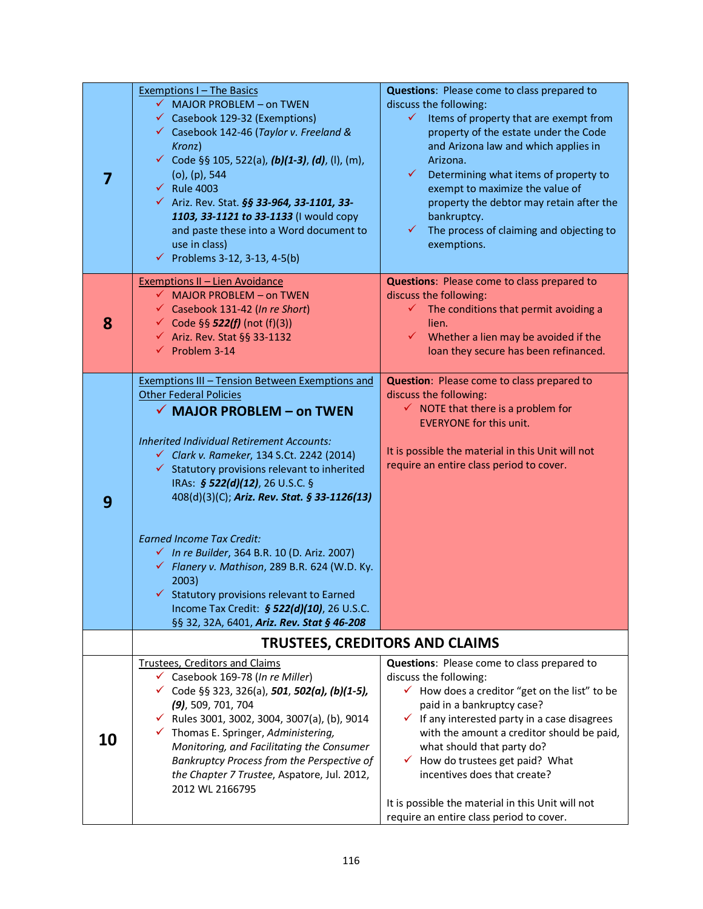| | | |
|---|---|---|
| **7** | Exemptions I – The Basics<br>✓ MAJOR PROBLEM – on TWEN<br>✓ Casebook 129-32 (Exemptions)<br>✓ Casebook 142-46 (*Taylor v. Freeland & Kronz*)<br>✓ Code §§ 105, 522(a), ***(b)(1-3)***, ***(d)***, (l), (m), (o), (p), 544<br>✓ Rule 4003<br>✓ Ariz. Rev. Stat. ***§§ 33-964, 33-1101, 33-1103, 33-1121 to 33-1133*** (I would copy and paste these into a Word document to use in class)<br>✓ Problems 3-12, 3-13, 4-5(b) | **Questions**: Please come to class prepared to discuss the following:<br>✓ Items of property that are exempt from property of the estate under the Code and Arizona law and which applies in Arizona.<br>✓ Determining what items of property to exempt to maximize the value of property the debtor may retain after the bankruptcy.<br>✓ The process of claiming and objecting to exemptions. |
| **8** | Exemptions II – Lien Avoidance<br>✓ MAJOR PROBLEM – on TWEN<br>✓ Casebook 131-42 (*In re Short*)<br>✓ Code §§ ***522(f)*** (not (f)(3))<br>✓ Ariz. Rev. Stat §§ 33-1132<br>✓ Problem 3-14 | **Questions**: Please come to class prepared to discuss the following:<br>✓ The conditions that permit avoiding a lien.<br>✓ Whether a lien may be avoided if the loan they secure has been refinanced. |
| **9** | Exemptions III – Tension Between Exemptions and Other Federal Policies<br>✓ **MAJOR PROBLEM – on TWEN**<br><br>*Inherited Individual Retirement Accounts:*<br>✓ *Clark v. Rameker*, 134 S.Ct. 2242 (2014)<br>✓ Statutory provisions relevant to inherited IRAs: ***§ 522(d)(12)***, 26 U.S.C. § 408(d)(3)(C); ***Ariz. Rev. Stat. § 33-1126(13)***<br><br>*Earned Income Tax Credit:*<br>✓ *In re Builder*, 364 B.R. 10 (D. Ariz. 2007)<br>✓ *Flanery v. Mathison*, 289 B.R. 624 (W.D. Ky. 2003)<br>✓ Statutory provisions relevant to Earned Income Tax Credit: ***§ 522(d)(10)***, 26 U.S.C. §§ 32, 32A, 6401, ***Ariz. Rev. Stat § 46-208*** | **Question**: Please come to class prepared to discuss the following:<br>✓ NOTE that there is a problem for EVERYONE for this unit.<br><br>It is possible the material in this Unit will not require an entire class period to cover. |
| | **TRUSTEES, CREDITORS AND CLAIMS** | |
| **10** | Trustees, Creditors and Claims<br>✓ Casebook 169-78 (*In re Miller*)<br>✓ Code §§ 323, 326(a), ***501***, ***502(a), (b)(1-5), (9)***, 509, 701, 704<br>✓ Rules 3001, 3002, 3004, 3007(a), (b), 9014<br>✓ Thomas E. Springer, *Administering, Monitoring, and Facilitating the Consumer Bankruptcy Process from the Perspective of the Chapter 7 Trustee*, Aspatore, Jul. 2012, 2012 WL 2166795 | **Questions**: Please come to class prepared to discuss the following:<br>✓ How does a creditor "get on the list" to be paid in a bankruptcy case?<br>✓ If any interested party in a case disagrees with the amount a creditor should be paid, what should that party do?<br>✓ How do trustees get paid? What incentives does that create?<br><br>It is possible the material in this Unit will not require an entire class period to cover. |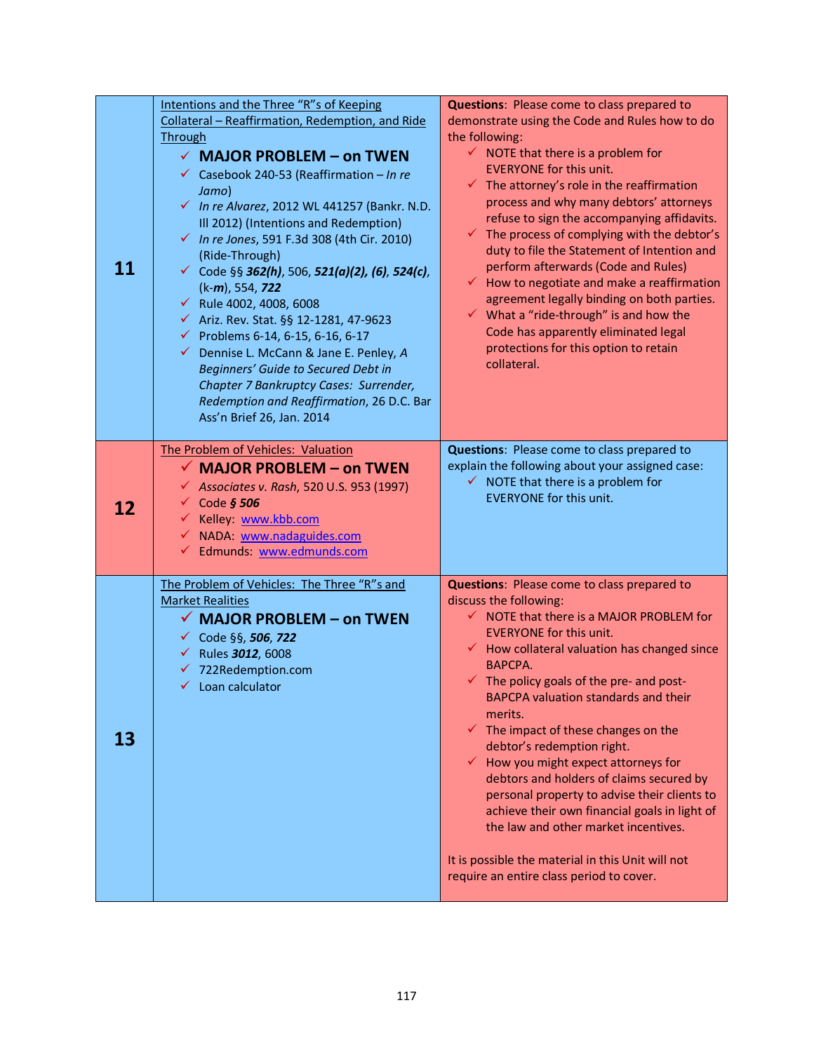| | | |
|---|---|---|
| **11** | Intentions and the Three "R"s of Keeping Collateral – Reaffirmation, Redemption, and Ride Through<br>✓ **MAJOR PROBLEM – on TWEN**<br>✓ Casebook 240-53 (Reaffirmation – *In re Jamo*)<br>✓ *In re Alvarez*, 2012 WL 441257 (Bankr. N.D. Ill 2012) (Intentions and Redemption)<br>✓ *In re Jones*, 591 F.3d 308 (4th Cir. 2010) (Ride-Through)<br>✓ Code §§ ***362(h)***, 506, ***521(a)(2), (6)***, ***524(c)***, (k-***m***), 554, ***722***<br>✓ Rule 4002, 4008, 6008<br>✓ Ariz. Rev. Stat. §§ 12-1281, 47-9623<br>✓ Problems 6-14, 6-15, 6-16, 6-17<br>✓ Dennise L. McCann & Jane E. Penley, *A Beginners' Guide to Secured Debt in Chapter 7 Bankruptcy Cases: Surrender, Redemption and Reaffirmation*, 26 D.C. Bar Ass'n Brief 26, Jan. 2014 | **Questions**: Please come to class prepared to demonstrate using the Code and Rules how to do the following:<br>✓ NOTE that there is a problem for EVERYONE for this unit.<br>✓ The attorney's role in the reaffirmation process and why many debtors' attorneys refuse to sign the accompanying affidavits.<br>✓ The process of complying with the debtor's duty to file the Statement of Intention and perform afterwards (Code and Rules)<br>✓ How to negotiate and make a reaffirmation agreement legally binding on both parties.<br>✓ What a "ride-through" is and how the Code has apparently eliminated legal protections for this option to retain collateral. |
| **12** | The Problem of Vehicles: Valuation<br>✓ **MAJOR PROBLEM – on TWEN**<br>✓ *Associates v. Rash*, 520 U.S. 953 (1997)<br>✓ Code ***§ 506***<br>✓ Kelley: www.kbb.com<br>✓ NADA: www.nadaguides.com<br>✓ Edmunds: www.edmunds.com | **Questions**: Please come to class prepared to explain the following about your assigned case:<br>✓ NOTE that there is a problem for EVERYONE for this unit. |
| **13** | The Problem of Vehicles: The Three "R"s and Market Realities<br>✓ **MAJOR PROBLEM – on TWEN**<br>✓ Code §§, ***506***, ***722***<br>✓ Rules ***3012***, 6008<br>✓ 722Redemption.com<br>✓ Loan calculator | **Questions**: Please come to class prepared to discuss the following:<br>✓ NOTE that there is a MAJOR PROBLEM for EVERYONE for this unit.<br>✓ How collateral valuation has changed since BAPCPA.<br>✓ The policy goals of the pre- and post-BAPCPA valuation standards and their merits.<br>✓ The impact of these changes on the debtor's redemption right.<br>✓ How you might expect attorneys for debtors and holders of claims secured by personal property to advise their clients to achieve their own financial goals in light of the law and other market incentives.<br><br>It is possible the material in this Unit will not require an entire class period to cover. |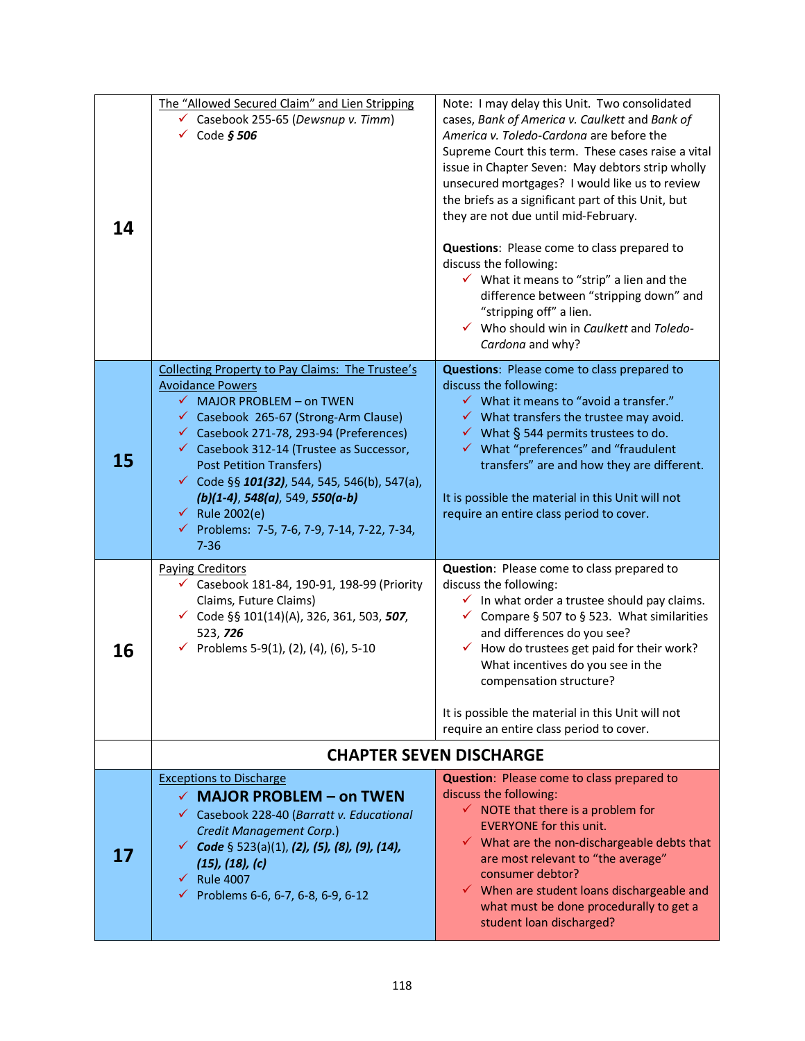| | | |
|---|---|---|
| **14** | <u>The "Allowed Secured Claim" and Lien Stripping</u><br>✓ Casebook 255-65 (*Dewsnup v. Timm*)<br>✓ Code ***§ 506*** | Note: I may delay this Unit. Two consolidated cases, *Bank of America v. Caulkett* and *Bank of America v. Toledo-Cardona* are before the Supreme Court this term. These cases raise a vital issue in Chapter Seven: May debtors strip wholly unsecured mortgages? I would like us to review the briefs as a significant part of this Unit, but they are not due until mid-February.<br><br>**Questions**: Please come to class prepared to discuss the following:<br>✓ What it means to "strip" a lien and the difference between "stripping down" and "stripping off" a lien.<br>✓ Who should win in *Caulkett* and *Toledo-Cardona* and why? |
| **15** | <u>Collecting Property to Pay Claims: The Trustee's Avoidance Powers</u><br>✓ MAJOR PROBLEM – on TWEN<br>✓ Casebook 265-67 (Strong-Arm Clause)<br>✓ Casebook 271-78, 293-94 (Preferences)<br>✓ Casebook 312-14 (Trustee as Successor, Post Petition Transfers)<br>✓ Code §§ ***101(32)***, 544, 545, 546(b), 547(a), ***(b)(1-4)***, ***548(a)***, 549, ***550(a-b)***<br>✓ Rule 2002(e)<br>✓ Problems: 7-5, 7-6, 7-9, 7-14, 7-22, 7-34, 7-36 | **Questions**: Please come to class prepared to discuss the following:<br>✓ What it means to "avoid a transfer."<br>✓ What transfers the trustee may avoid.<br>✓ What § 544 permits trustees to do.<br>✓ What "preferences" and "fraudulent transfers" are and how they are different.<br><br>It is possible the material in this Unit will not require an entire class period to cover. |
| **16** | <u>Paying Creditors</u><br>✓ Casebook 181-84, 190-91, 198-99 (Priority Claims, Future Claims)<br>✓ Code §§ 101(14)(A), 326, 361, 503, ***507***, 523, ***726***<br>✓ Problems 5-9(1), (2), (4), (6), 5-10 | **Question**: Please come to class prepared to discuss the following:<br>✓ In what order a trustee should pay claims.<br>✓ Compare § 507 to § 523. What similarities and differences do you see?<br>✓ How do trustees get paid for their work? What incentives do you see in the compensation structure?<br><br>It is possible the material in this Unit will not require an entire class period to cover. |
| | **CHAPTER SEVEN DISCHARGE** | |
| **17** | <u>Exceptions to Discharge</u><br>✓ **MAJOR PROBLEM – on TWEN**<br>✓ Casebook 228-40 (*Barratt v. Educational Credit Management Corp.*)<br>✓ ***Code*** § 523(a)(1), ***(2), (5), (8), (9), (14), (15), (18), (c)***<br>✓ Rule 4007<br>✓ Problems 6-6, 6-7, 6-8, 6-9, 6-12 | **Question**: Please come to class prepared to discuss the following:<br>✓ NOTE that there is a problem for EVERYONE for this unit.<br>✓ What are the non-dischargeable debts that are most relevant to "the average" consumer debtor?<br>✓ When are student loans dischargeable and what must be done procedurally to get a student loan discharged? |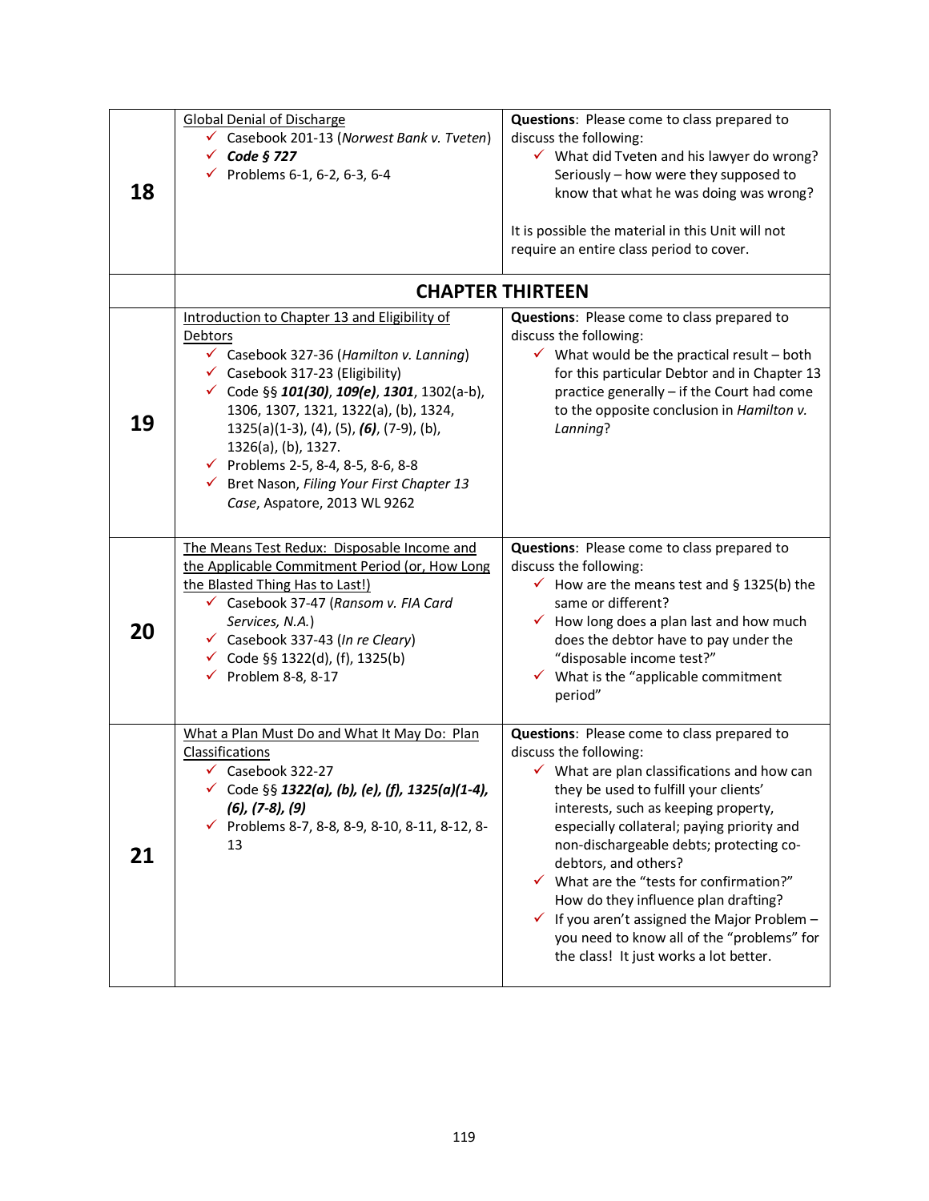| | | |
|---|---|---|
| **18** | <u>Global Denial of Discharge</u><br>✓ Casebook 201-13 (*Norwest Bank v. Tveten*)<br>✓ ***Code § 727***<br>✓ Problems 6-1, 6-2, 6-3, 6-4 | **Questions**: Please come to class prepared to discuss the following:<br>✓ What did Tveten and his lawyer do wrong? Seriously – how were they supposed to know that what he was doing was wrong?<br><br>It is possible the material in this Unit will not require an entire class period to cover. |
| | **CHAPTER THIRTEEN** | |
| **19** | <u>Introduction to Chapter 13 and Eligibility of Debtors</u><br>✓ Casebook 327-36 (*Hamilton v. Lanning*)<br>✓ Casebook 317-23 (Eligibility)<br>✓ Code §§ ***101(30)***, ***109(e)***, ***1301***, 1302(a-b), 1306, 1307, 1321, 1322(a), (b), 1324, 1325(a)(1-3), (4), (5), ***(6)***, (7-9), (b), 1326(a), (b), 1327.<br>✓ Problems 2-5, 8-4, 8-5, 8-6, 8-8<br>✓ Bret Nason, *Filing Your First Chapter 13 Case*, Aspatore, 2013 WL 9262 | **Questions**: Please come to class prepared to discuss the following:<br>✓ What would be the practical result – both for this particular Debtor and in Chapter 13 practice generally – if the Court had come to the opposite conclusion in *Hamilton v. Lanning*? |
| **20** | <u>The Means Test Redux: Disposable Income and the Applicable Commitment Period (or, How Long the Blasted Thing Has to Last!)</u><br>✓ Casebook 37-47 (*Ransom v. FIA Card Services, N.A.*)<br>✓ Casebook 337-43 (*In re Cleary*)<br>✓ Code §§ 1322(d), (f), 1325(b)<br>✓ Problem 8-8, 8-17 | **Questions**: Please come to class prepared to discuss the following:<br>✓ How are the means test and § 1325(b) the same or different?<br>✓ How long does a plan last and how much does the debtor have to pay under the "disposable income test?"<br>✓ What is the "applicable commitment period" |
| **21** | <u>What a Plan Must Do and What It May Do: Plan Classifications</u><br>✓ Casebook 322-27<br>✓ Code §§ ***1322(a), (b), (e), (f), 1325(a)(1-4), (6), (7-8), (9)***<br>✓ Problems 8-7, 8-8, 8-9, 8-10, 8-11, 8-12, 8-13 | **Questions**: Please come to class prepared to discuss the following:<br>✓ What are plan classifications and how can they be used to fulfill your clients' interests, such as keeping property, especially collateral; paying priority and non-dischargeable debts; protecting co-debtors, and others?<br>✓ What are the "tests for confirmation?" How do they influence plan drafting?<br>✓ If you aren't assigned the Major Problem – you need to know all of the "problems" for the class! It just works a lot better. |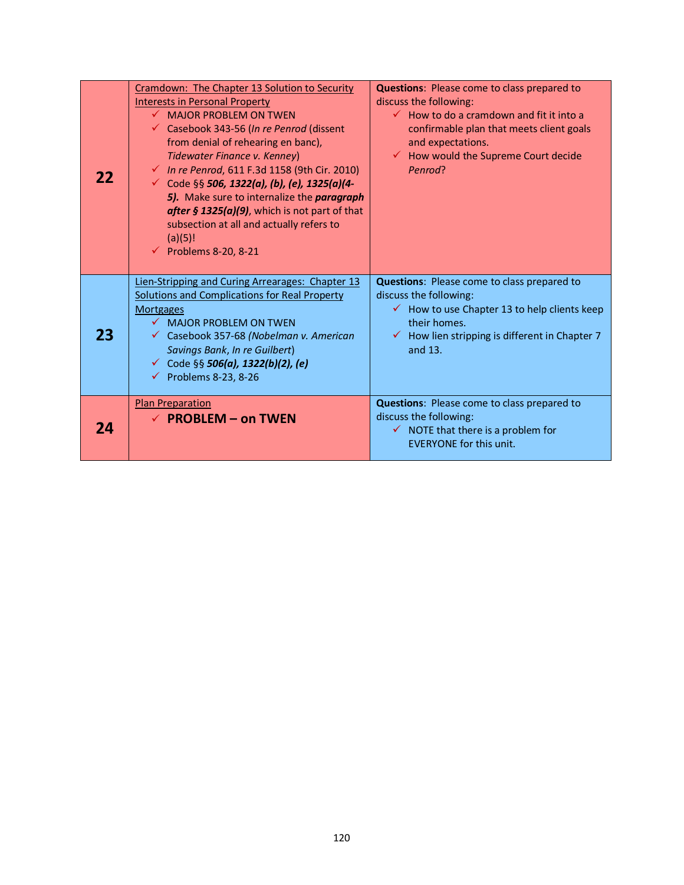| | | |
|---|---|---|
| **22** | <u>Cramdown: The Chapter 13 Solution to Security Interests in Personal Property</u><br>✓ MAJOR PROBLEM ON TWEN<br>✓ Casebook 343-56 (*In re Penrod* (dissent from denial of rehearing en banc), *Tidewater Finance v. Kenney*)<br>✓ *In re Penrod*, 611 F.3d 1158 (9th Cir. 2010)<br>✓ Code §§ ***506, 1322(a), (b), (e), 1325(a)(4-5).*** Make sure to internalize the ***paragraph after § 1325(a)(9)***, which is not part of that subsection at all and actually refers to (a)(5)!<br>✓ Problems 8-20, 8-21 | **Questions**: Please come to class prepared to discuss the following:<br>✓ How to do a cramdown and fit it into a confirmable plan that meets client goals and expectations.<br>✓ How would the Supreme Court decide *Penrod*? |
| **23** | <u>Lien-Stripping and Curing Arrearages: Chapter 13 Solutions and Complications for Real Property Mortgages</u><br>✓ MAJOR PROBLEM ON TWEN<br>✓ Casebook 357-68 *(Nobelman v. American Savings Bank*, *In re Guilbert*)<br>✓ Code §§ ***506(a), 1322(b)(2), (e)***<br>✓ Problems 8-23, 8-26 | **Questions**: Please come to class prepared to discuss the following:<br>✓ How to use Chapter 13 to help clients keep their homes.<br>✓ How lien stripping is different in Chapter 7 and 13. |
| **24** | <u>Plan Preparation</u><br>✓ **PROBLEM – on TWEN** | **Questions**: Please come to class prepared to discuss the following:<br>✓ NOTE that there is a problem for EVERYONE for this unit. |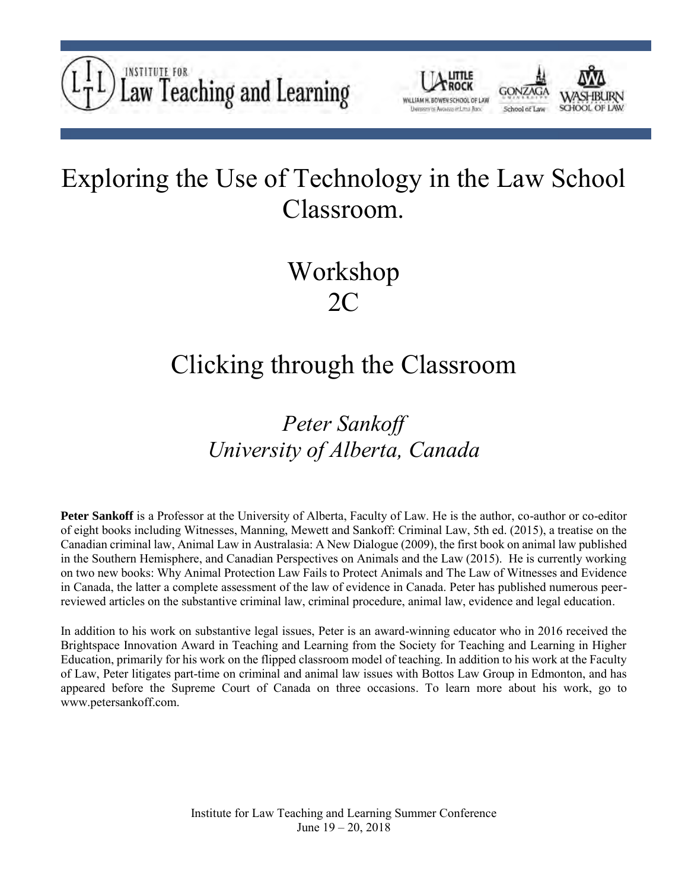INSTITUTE FOR Law Teaching and Learning

# Exploring the Use of Technology in the Law School Classroom.

# Workshop 2C

# Clicking through the Classroom

## *Peter Sankoff*
## *University of Alberta, Canada*

**Peter Sankoff** is a Professor at the University of Alberta, Faculty of Law. He is the author, co-author or co-editor of eight books including Witnesses, Manning, Mewett and Sankoff: Criminal Law, 5th ed. (2015), a treatise on the Canadian criminal law, Animal Law in Australasia: A New Dialogue (2009), the first book on animal law published in the Southern Hemisphere, and Canadian Perspectives on Animals and the Law (2015). He is currently working on two new books: Why Animal Protection Law Fails to Protect Animals and The Law of Witnesses and Evidence in Canada, the latter a complete assessment of the law of evidence in Canada. Peter has published numerous peer-reviewed articles on the substantive criminal law, criminal procedure, animal law, evidence and legal education.

In addition to his work on substantive legal issues, Peter is an award-winning educator who in 2016 received the Brightspace Innovation Award in Teaching and Learning from the Society for Teaching and Learning in Higher Education, primarily for his work on the flipped classroom model of teaching. In addition to his work at the Faculty of Law, Peter litigates part-time on criminal and animal law issues with Bottos Law Group in Edmonton, and has appeared before the Supreme Court of Canada on three occasions. To learn more about his work, go to www.petersankoff.com.

Institute for Law Teaching and Learning Summer Conference
June 19 – 20, 2018